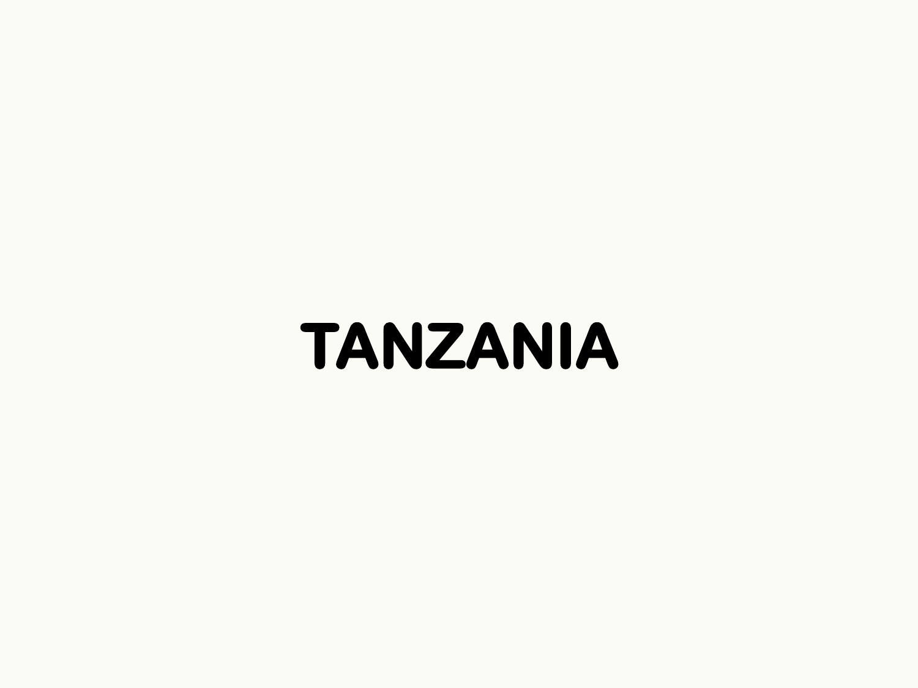# TANZANIA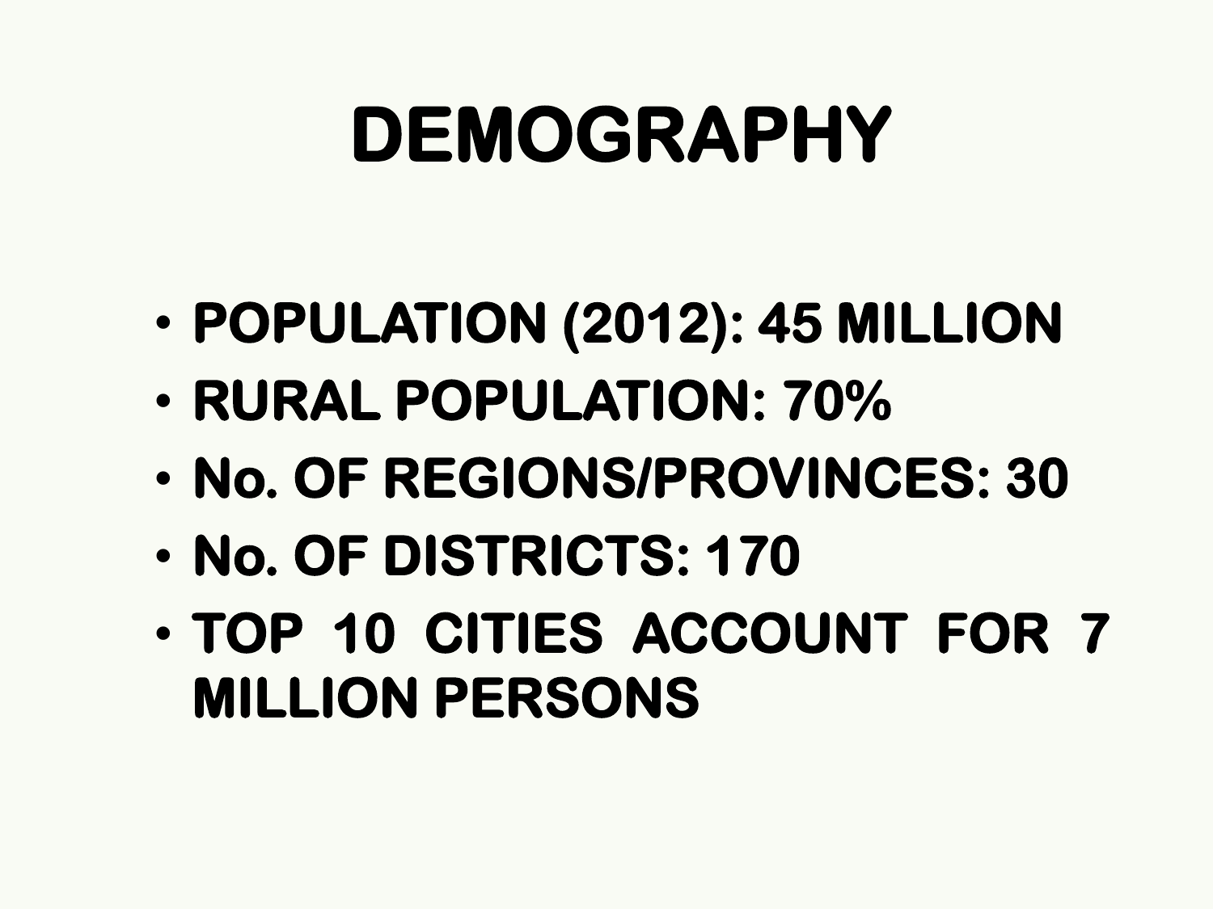# DEMOGRAPHY

- POPULATION (2012): 45 MILLION
- RURAL POPULATION: 70%
- No. OF REGIONS/PROVINCES: 30
- No. OF DISTRICTS: 170
- TOP 10 CITIES ACCOUNT FOR 7 MILLION PERSONS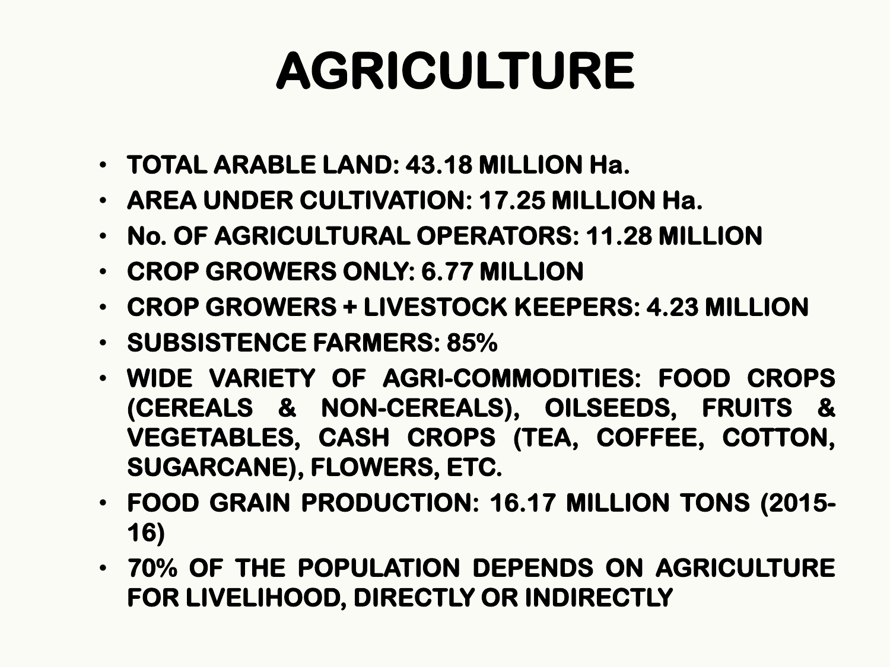# AGRICULTURE

- TOTAL ARABLE LAND: 43.18 MILLION Ha.
- AREA UNDER CULTIVATION: 17.25 MILLION Ha.
- No. OF AGRICULTURAL OPERATORS: 11.28 MILLION
- CROP GROWERS ONLY: 6.77 MILLION
- CROP GROWERS + LIVESTOCK KEEPERS: 4.23 MILLION
- SUBSISTENCE FARMERS: 85%
- WIDE VARIETY OF AGRI-COMMODITIES: FOOD CROPS (CEREALS & NON-CEREALS), OILSEEDS, FRUITS & VEGETABLES, CASH CROPS (TEA, COFFEE, COTTON, SUGARCANE), FLOWERS, ETC.
- FOOD GRAIN PRODUCTION: 16.17 MILLION TONS (2015-16)
- 70% OF THE POPULATION DEPENDS ON AGRICULTURE FOR LIVELIHOOD, DIRECTLY OR INDIRECTLY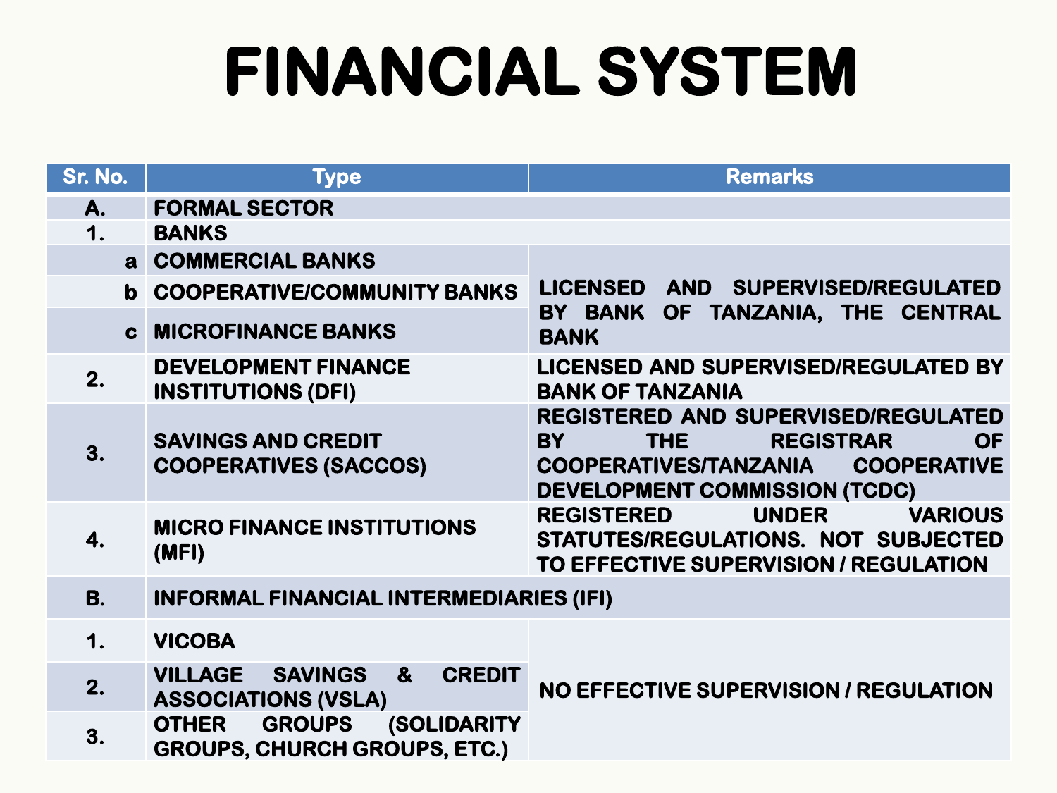# FINANCIAL SYSTEM

| Sr. No. | Type | Remarks |
|---|---|---|
| A. | FORMAL SECTOR | |
| 1. | BANKS | |
| a | COMMERCIAL BANKS | LICENSED AND SUPERVISED/REGULATED BY BANK OF TANZANIA, THE CENTRAL BANK |
| b | COOPERATIVE/COMMUNITY BANKS | |
| c | MICROFINANCE BANKS | |
| 2. | DEVELOPMENT FINANCE INSTITUTIONS (DFI) | LICENSED AND SUPERVISED/REGULATED BY BANK OF TANZANIA |
| 3. | SAVINGS AND CREDIT COOPERATIVES (SACCOS) | REGISTERED AND SUPERVISED/REGULATED BY THE REGISTRAR OF COOPERATIVES/TANZANIA COOPERATIVE DEVELOPMENT COMMISSION (TCDC) |
| 4. | MICRO FINANCE INSTITUTIONS (MFI) | REGISTERED UNDER VARIOUS STATUTES/REGULATIONS. NOT SUBJECTED TO EFFECTIVE SUPERVISION / REGULATION |
| B. | INFORMAL FINANCIAL INTERMEDIARIES (IFI) | |
| 1. | VICOBA | NO EFFECTIVE SUPERVISION / REGULATION |
| 2. | VILLAGE SAVINGS & CREDIT ASSOCIATIONS (VSLA) | |
| 3. | OTHER GROUPS (SOLIDARITY GROUPS, CHURCH GROUPS, ETC.) | |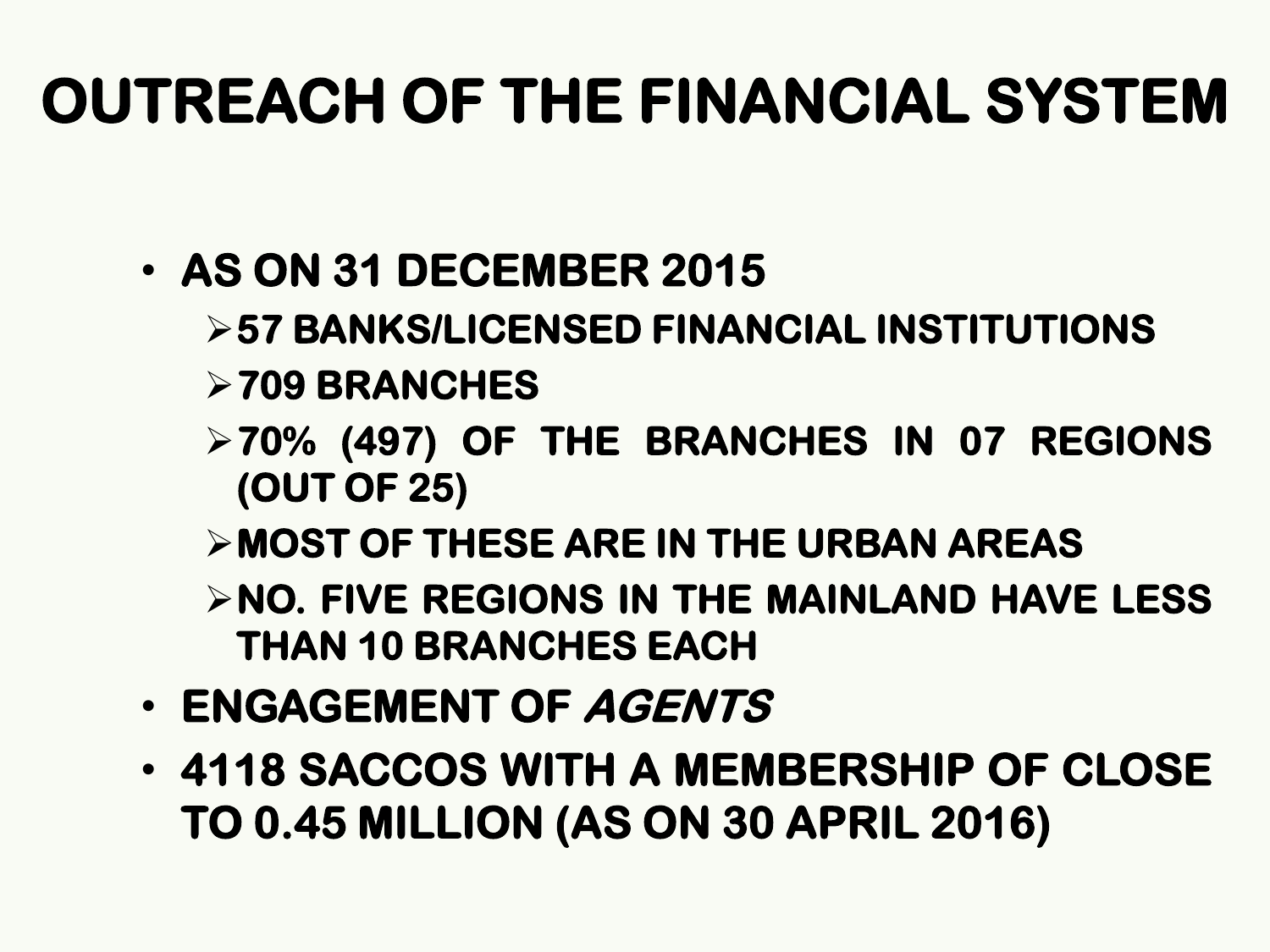# OUTREACH OF THE FINANCIAL SYSTEM

- **AS ON 31 DECEMBER 2015**
  - **57 BANKS/LICENSED FINANCIAL INSTITUTIONS**
  - **709 BRANCHES**
  - **70% (497) OF THE BRANCHES IN 07 REGIONS (OUT OF 25)**
  - **MOST OF THESE ARE IN THE URBAN AREAS**
  - **NO. FIVE REGIONS IN THE MAINLAND HAVE LESS THAN 10 BRANCHES EACH**
- **ENGAGEMENT OF *AGENTS***
- **4118 SACCOS WITH A MEMBERSHIP OF CLOSE TO 0.45 MILLION (AS ON 30 APRIL 2016)**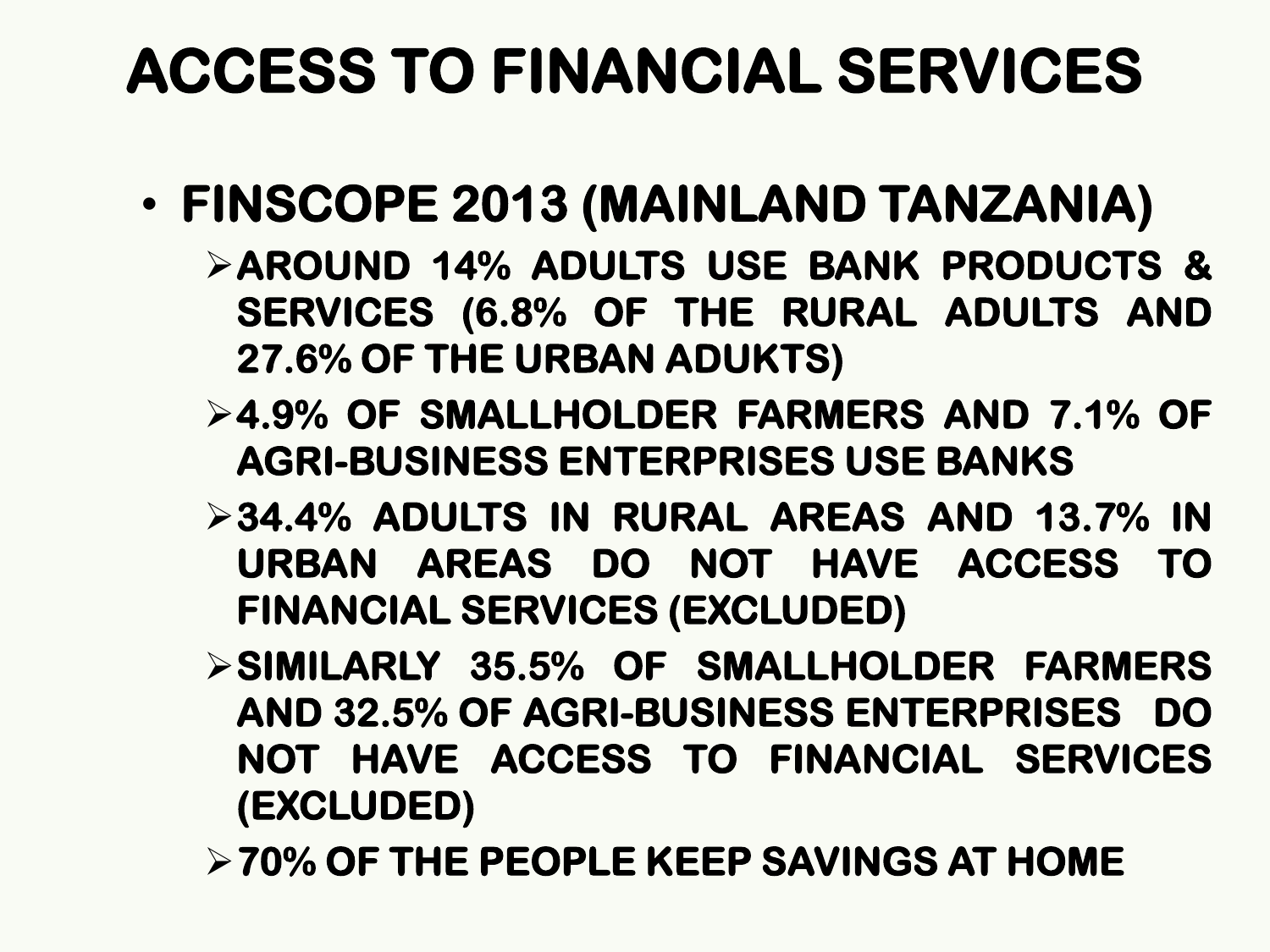# ACCESS TO FINANCIAL SERVICES

- **FINSCOPE 2013 (MAINLAND TANZANIA)**
  - **AROUND 14% ADULTS USE BANK PRODUCTS & SERVICES (6.8% OF THE RURAL ADULTS AND 27.6% OF THE URBAN ADUKTS)**
  - **4.9% OF SMALLHOLDER FARMERS AND 7.1% OF AGRI-BUSINESS ENTERPRISES USE BANKS**
  - **34.4% ADULTS IN RURAL AREAS AND 13.7% IN URBAN AREAS DO NOT HAVE ACCESS TO FINANCIAL SERVICES (EXCLUDED)**
  - **SIMILARLY 35.5% OF SMALLHOLDER FARMERS AND 32.5% OF AGRI-BUSINESS ENTERPRISES DO NOT HAVE ACCESS TO FINANCIAL SERVICES (EXCLUDED)**
  - **70% OF THE PEOPLE KEEP SAVINGS AT HOME**